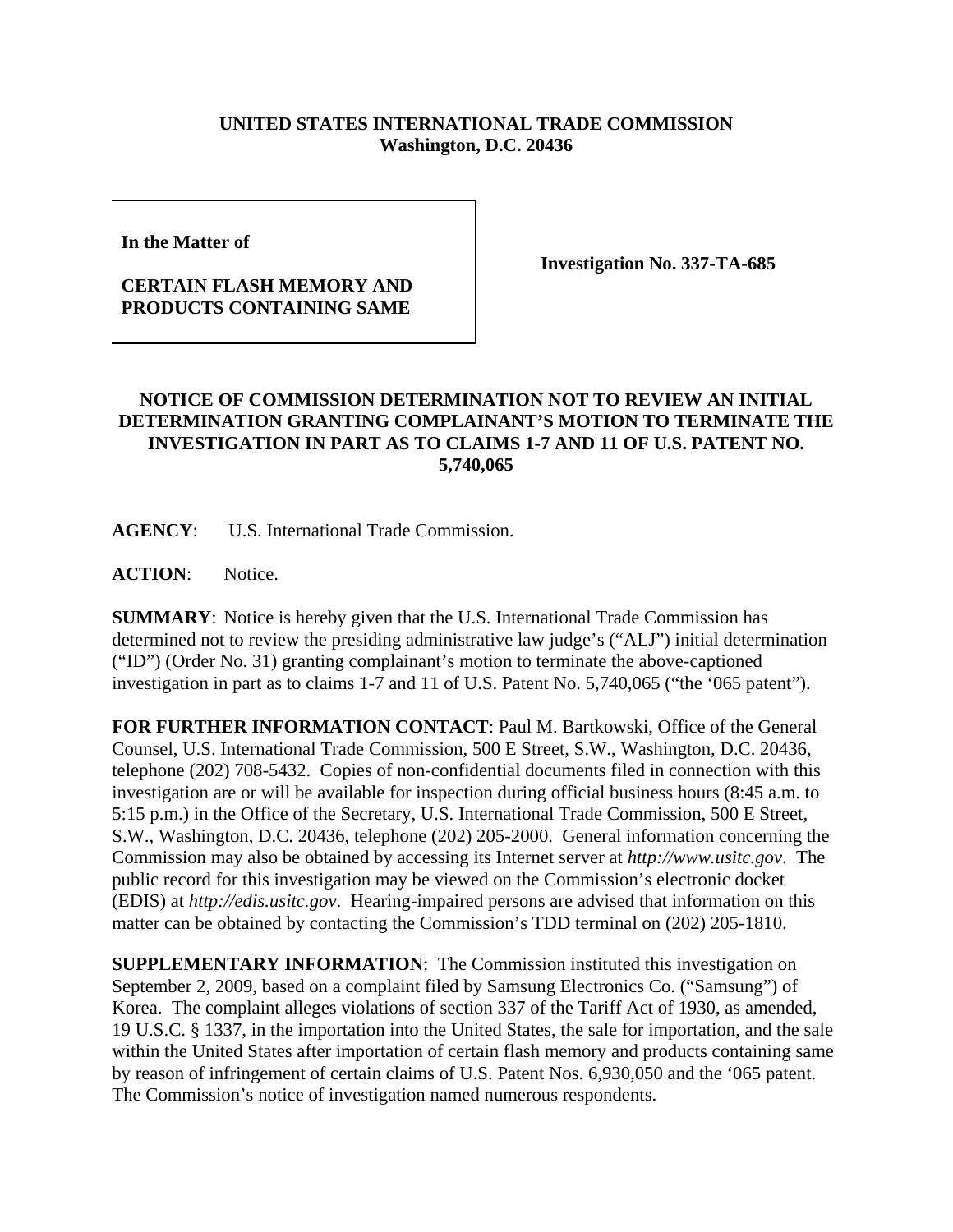**UNITED STATES INTERNATIONAL TRADE COMMISSION**
**Washington, D.C. 20436**

| | |
|---|---|
| **In the Matter of**<br><br>**CERTAIN FLASH MEMORY AND PRODUCTS CONTAINING SAME** | **Investigation No. 337-TA-685** |

**NOTICE OF COMMISSION DETERMINATION NOT TO REVIEW AN INITIAL DETERMINATION GRANTING COMPLAINANT'S MOTION TO TERMINATE THE INVESTIGATION IN PART AS TO CLAIMS 1-7 AND 11 OF U.S. PATENT NO. 5,740,065**

**AGENCY**: U.S. International Trade Commission.

**ACTION**: Notice.

**SUMMARY**: Notice is hereby given that the U.S. International Trade Commission has determined not to review the presiding administrative law judge's ("ALJ") initial determination ("ID") (Order No. 31) granting complainant's motion to terminate the above-captioned investigation in part as to claims 1-7 and 11 of U.S. Patent No. 5,740,065 ("the '065 patent").

**FOR FURTHER INFORMATION CONTACT**: Paul M. Bartkowski, Office of the General Counsel, U.S. International Trade Commission, 500 E Street, S.W., Washington, D.C. 20436, telephone (202) 708-5432. Copies of non-confidential documents filed in connection with this investigation are or will be available for inspection during official business hours (8:45 a.m. to 5:15 p.m.) in the Office of the Secretary, U.S. International Trade Commission, 500 E Street, S.W., Washington, D.C. 20436, telephone (202) 205-2000. General information concerning the Commission may also be obtained by accessing its Internet server at *http://www.usitc.gov*. The public record for this investigation may be viewed on the Commission's electronic docket (EDIS) at *http://edis.usitc.gov*. Hearing-impaired persons are advised that information on this matter can be obtained by contacting the Commission's TDD terminal on (202) 205-1810.

**SUPPLEMENTARY INFORMATION**: The Commission instituted this investigation on September 2, 2009, based on a complaint filed by Samsung Electronics Co. ("Samsung") of Korea. The complaint alleges violations of section 337 of the Tariff Act of 1930, as amended, 19 U.S.C. § 1337, in the importation into the United States, the sale for importation, and the sale within the United States after importation of certain flash memory and products containing same by reason of infringement of certain claims of U.S. Patent Nos. 6,930,050 and the '065 patent. The Commission's notice of investigation named numerous respondents.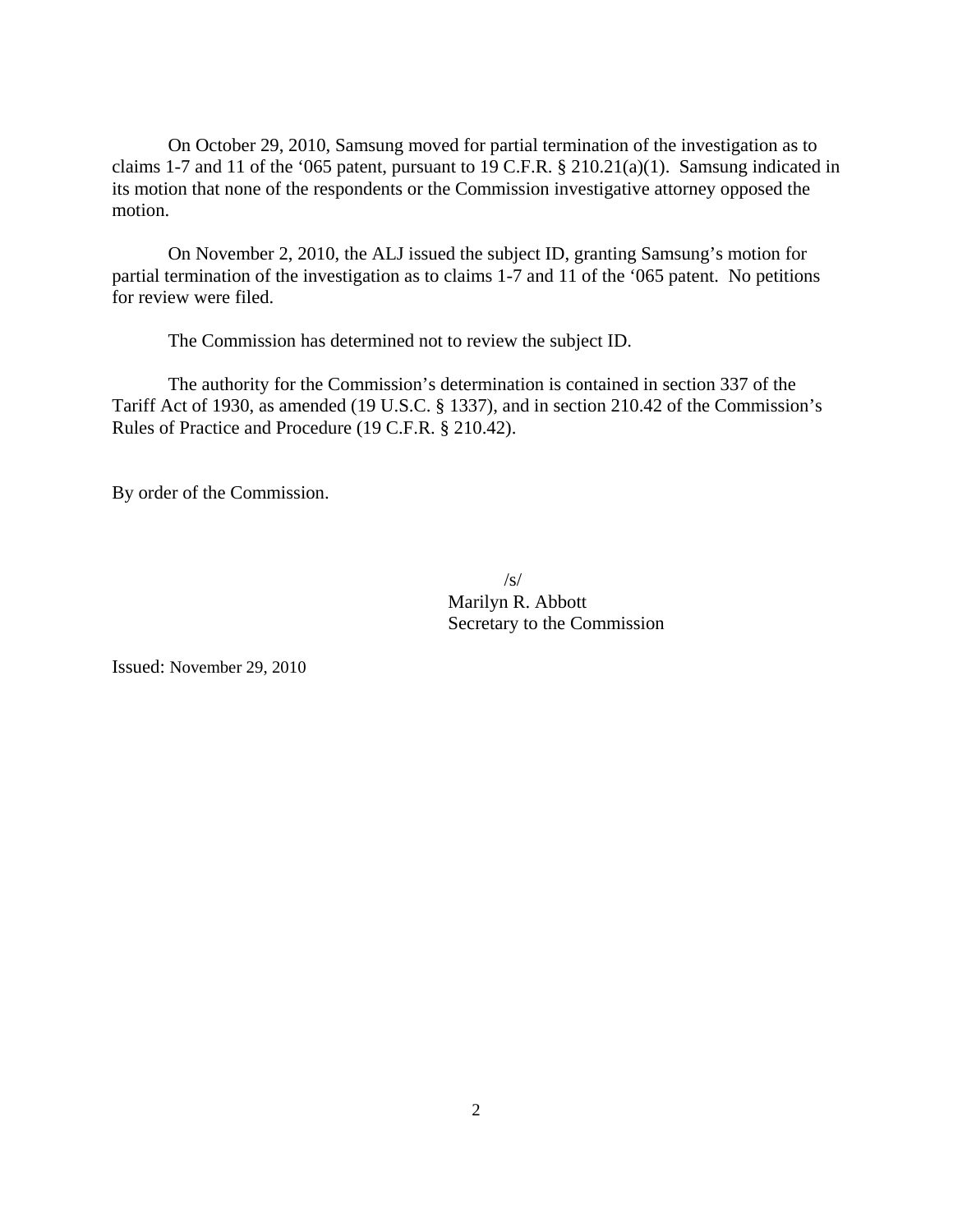On October 29, 2010, Samsung moved for partial termination of the investigation as to claims 1-7 and 11 of the '065 patent, pursuant to 19 C.F.R. § 210.21(a)(1). Samsung indicated in its motion that none of the respondents or the Commission investigative attorney opposed the motion.

On November 2, 2010, the ALJ issued the subject ID, granting Samsung's motion for partial termination of the investigation as to claims 1-7 and 11 of the '065 patent. No petitions for review were filed.

The Commission has determined not to review the subject ID.

The authority for the Commission's determination is contained in section 337 of the Tariff Act of 1930, as amended (19 U.S.C. § 1337), and in section 210.42 of the Commission's Rules of Practice and Procedure (19 C.F.R. § 210.42).

By order of the Commission.

/s/
Marilyn R. Abbott
Secretary to the Commission

Issued: November 29, 2010